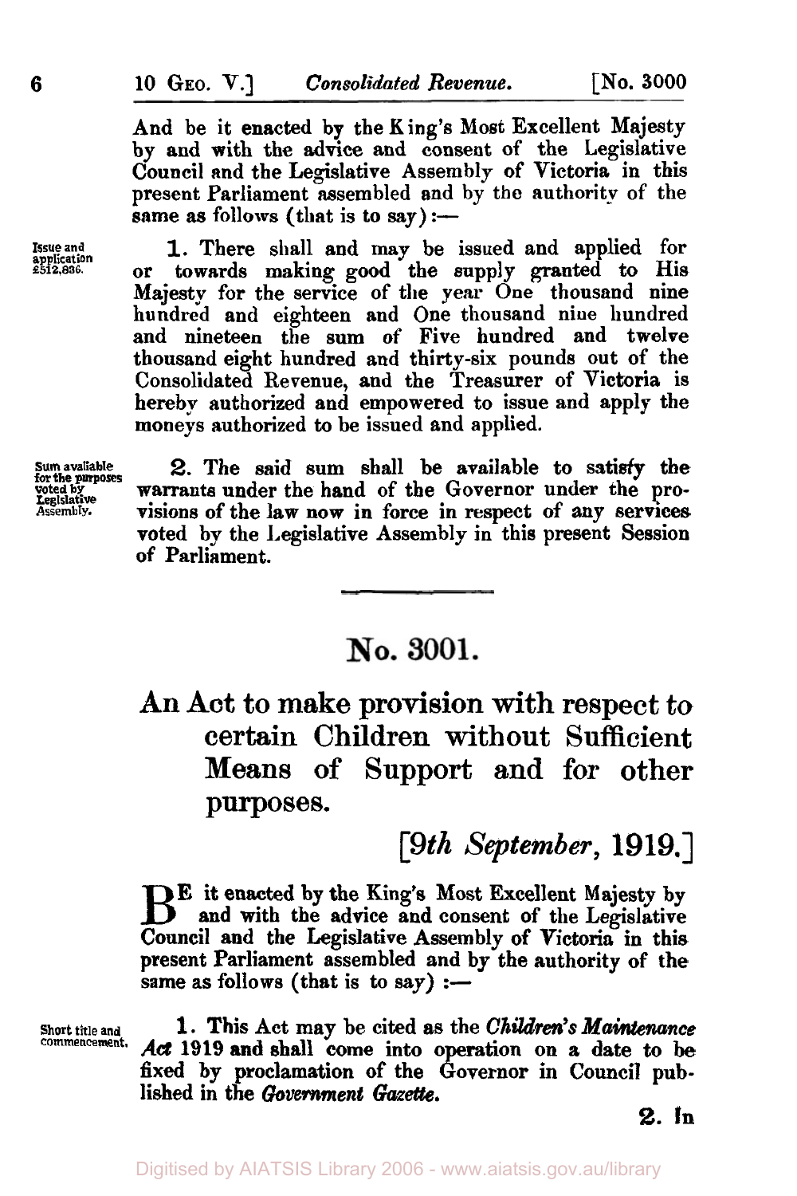And be it enacted by the King's Most Excellent Majesty by and with the advice and consent of the Legislative Council and the Legislative Assembly of Victoria in this present Parliament assembled and by the authority of the same as follows (that is to say):—

Issue and application £512,836.

**1.** There shall and may be issued and applied for or towards making good the supply granted to His Majesty for the service of the year One thousand nine hundred and eighteen and One thousand nine hundred and nineteen the sum of Five hundred and twelve thousand eight hundred and thirty-six pounds out of the Consolidated Revenue, and the Treasurer of Victoria is hereby authorized and empowered to issue and apply the moneys authorized to be issued and applied.

Sum available for the purposes voted by Legislative Assembly.

**2.** The said sum shall be available to satisfy the warrants under the hand of the Governor under the provisions of the law now in force in respect of any services voted by the Legislative Assembly in this present Session of Parliament.

---

# No. 3001.

## An Act to make provision with respect to certain Children without Sufficient Means of Support and for other purposes.

*[9th September, 1919.]*

BE it enacted by the King's Most Excellent Majesty by and with the advice and consent of the Legislative Council and the Legislative Assembly of Victoria in this present Parliament assembled and by the authority of the same as follows (that is to say):—

Short title and commencement.

**1.** This Act may be cited as the *Children's Maintenance Act* 1919 and shall come into operation on a date to be fixed by proclamation of the Governor in Council published in the *Government Gazette*.

**2.** In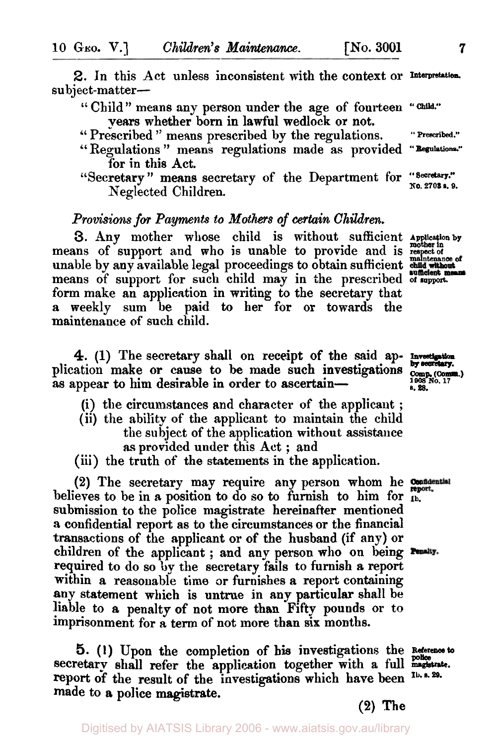**2.** In this Act unless inconsistent with the context or subject-matter— *Interpretation.*

"Child" means any person under the age of fourteen years whether born in lawful wedlock or not. *"Child."*

"Prescribed" means prescribed by the regulations. *"Prescribed."*

"Regulations" means regulations made as provided for in this Act. *"Regulations."*

"Secretary" means secretary of the Department for Neglected Children. *"Secretary." No. 2703 s. 9.*

*Provisions for Payments to Mothers of certain Children.*

**3.** Any mother whose child is without sufficient means of support and who is unable to provide and is unable by any available legal proceedings to obtain sufficient means of support for such child may in the prescribed form make an application in writing to the secretary that a weekly sum be paid to her for or towards the maintenance of such child. *Application by mother in respect of maintenance of child without sufficient means of support.*

**4.** (1) The secretary shall on receipt of the said application make or cause to be made such investigations as appear to him desirable in order to ascertain— *Investigation by secretary. Comp. (Comm.) 1908 No. 17 s. 28.*

- (i) the circumstances and character of the applicant;
- (ii) the ability of the applicant to maintain the child the subject of the application without assistance as provided under this Act; and
- (iii) the truth of the statements in the application.

(2) The secretary may require any person whom he believes to be in a position to do so to furnish to him for submission to the police magistrate hereinafter mentioned a confidential report as to the circumstances or the financial transactions of the applicant or of the husband (if any) or children of the applicant; and any person who on being required to do so by the secretary fails to furnish a report within a reasonable time or furnishes a report containing any statement which is untrue in any particular shall be liable to a penalty of not more than Fifty pounds or to imprisonment for a term of not more than six months. *Confidential report. Ib. Penalty.*

**5.** (1) Upon the completion of his investigations the secretary shall refer the application together with a full report of the result of the investigations which have been made to a police magistrate. *Reference to police magistrate. Ib. s. 29.*

(2) The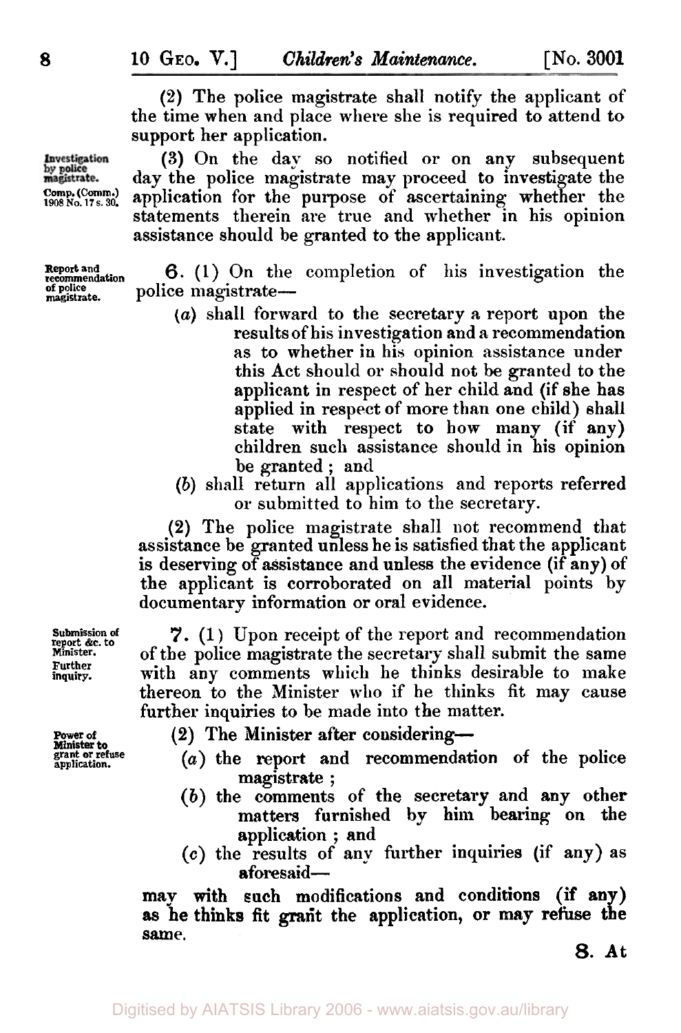(2) The police magistrate shall notify the applicant of the time when and place where she is required to attend to support her application.

Investigation by police magistrate. Comp. (Comm.) 1908 No. 17 s. 30.

(3) On the day so notified or on any subsequent day the police magistrate may proceed to investigate the application for the purpose of ascertaining whether the statements therein are true and whether in his opinion assistance should be granted to the applicant.

Report and recommendation of police magistrate.

**6.** (1) On the completion of his investigation the police magistrate—

- (*a*) shall forward to the secretary a report upon the results of his investigation and a recommendation as to whether in his opinion assistance under this Act should or should not be granted to the applicant in respect of her child and (if she has applied in respect of more than one child) shall state with respect to how many (if any) children such assistance should in his opinion be granted ; and
- (*b*) shall return all applications and reports referred or submitted to him to the secretary.

(2) The police magistrate shall not recommend that assistance be granted unless he is satisfied that the applicant is deserving of assistance and unless the evidence (if any) of the applicant is corroborated on all material points by documentary information or oral evidence.

Submission of report &c. to Minister. Further inquiry.

**7.** (1) Upon receipt of the report and recommendation of the police magistrate the secretary shall submit the same with any comments which he thinks desirable to make thereon to the Minister who if he thinks fit may cause further inquiries to be made into the matter.

Power of Minister to grant or refuse application.

(2) The Minister after considering—

- (*a*) the report and recommendation of the police magistrate ;
- (*b*) the comments of the secretary and any other matters furnished by him bearing on the application ; and
- (*c*) the results of any further inquiries (if any) as aforesaid—

may with such modifications and conditions (if any) as he thinks fit grant the application, or may refuse the same.

**8.** At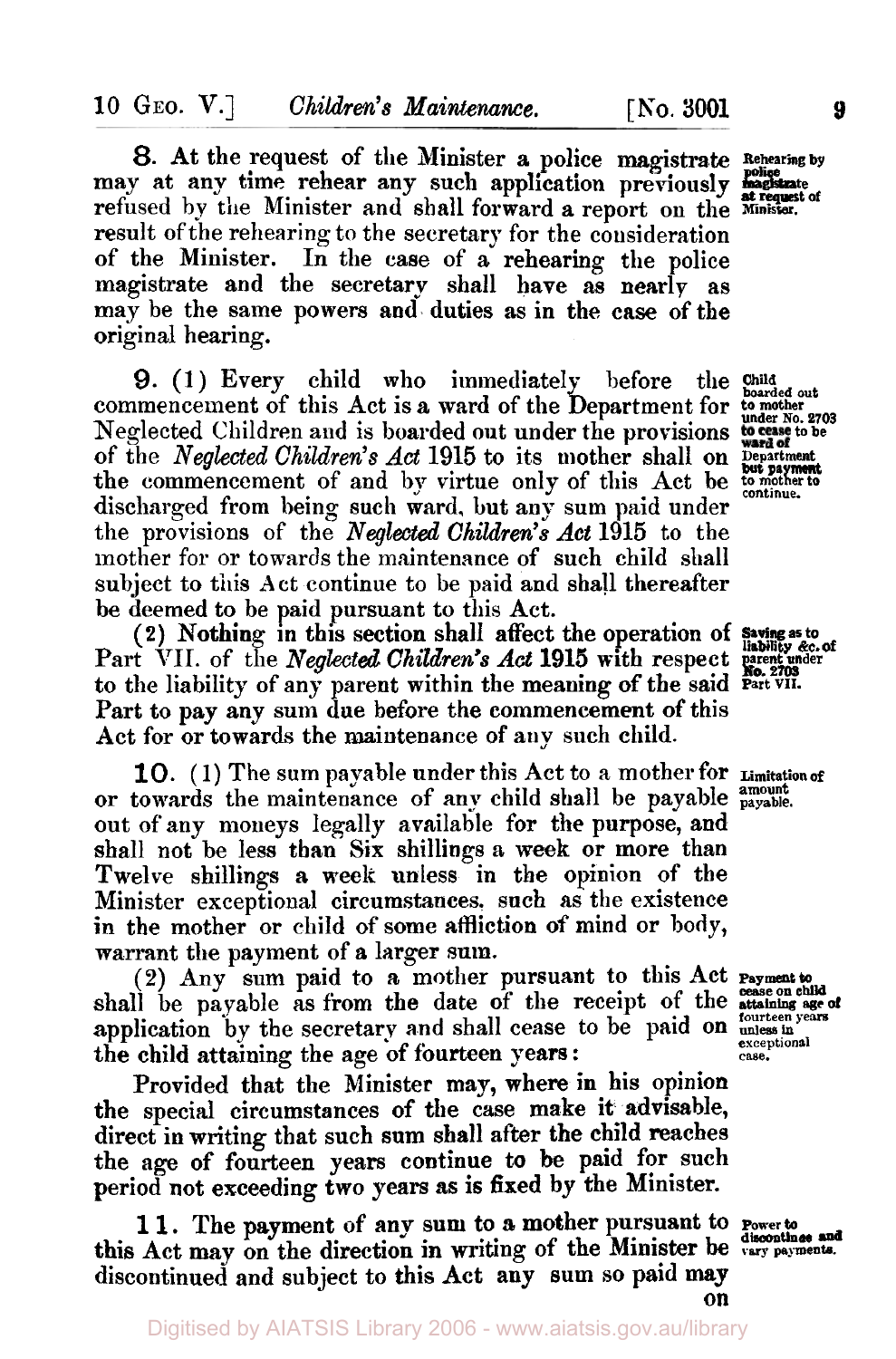**8.** At the request of the Minister a police magistrate may at any time rehear any such application previously refused by the Minister and shall forward a report on the result of the rehearing to the secretary for the consideration of the Minister. In the case of a rehearing the police magistrate and the secretary shall have as nearly as may be the same powers and duties as in the case of the original hearing.

*Rehearing by police magistrate at request of Minister.*

**9.** (1) Every child who immediately before the commencement of this Act is a ward of the Department for Neglected Children and is boarded out under the provisions of the *Neglected Children's Act* 1915 to its mother shall on the commencement of and by virtue only of this Act be discharged from being such ward, but any sum paid under the provisions of the *Neglected Children's Act* 1915 to the mother for or towards the maintenance of such child shall subject to this Act continue to be paid and shall thereafter be deemed to be paid pursuant to this Act.

*Child boarded out to mother under No. 2703 to cease to be ward of Department but payment to mother to continue.*

(2) Nothing in this section shall affect the operation of Part VII. of the *Neglected Children's Act* 1915 with respect to the liability of any parent within the meaning of the said Part to pay any sum due before the commencement of this Act for or towards the maintenance of any such child.

*Saving as to liability &c. of parent under No. 2703 Part VII.*

**10.** (1) The sum payable under this Act to a mother for or towards the maintenance of any child shall be payable out of any moneys legally available for the purpose, and shall not be less than Six shillings a week or more than Twelve shillings a week unless in the opinion of the Minister exceptional circumstances, such as the existence in the mother or child of some affliction of mind or body, warrant the payment of a larger sum.

*Limitation of amount payable.*

(2) Any sum paid to a mother pursuant to this Act shall be payable as from the date of the receipt of the application by the secretary and shall cease to be paid on the child attaining the age of fourteen years:

*Payment to cease on child attaining age of fourteen years unless in exceptional case.*

Provided that the Minister may, where in his opinion the special circumstances of the case make it advisable, direct in writing that such sum shall after the child reaches the age of fourteen years continue to be paid for such period not exceeding two years as is fixed by the Minister.

**11.** The payment of any sum to a mother pursuant to this Act may on the direction in writing of the Minister be discontinued and subject to this Act any sum so paid may on

*Power to discontinue and vary payments.*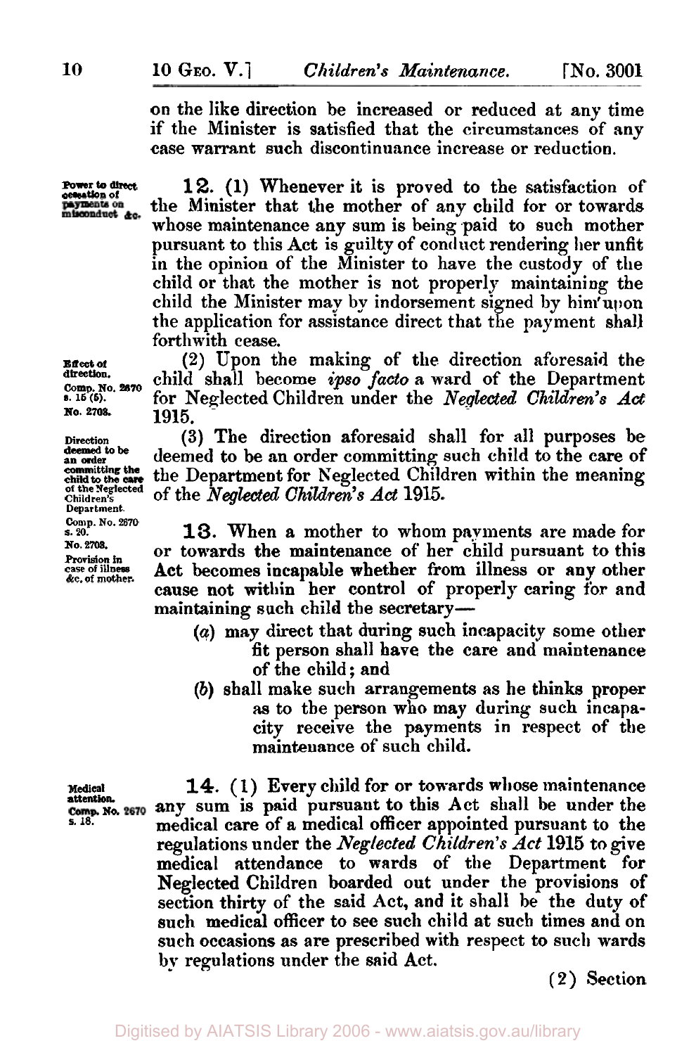on the like direction be increased or reduced at any time if the Minister is satisfied that the circumstances of any case warrant such discontinuance increase or reduction.

Power to direct cessation of payments on misconduct &c.

**12.** (1) Whenever it is proved to the satisfaction of the Minister that the mother of any child for or towards whose maintenance any sum is being paid to such mother pursuant to this Act is guilty of conduct rendering her unfit in the opinion of the Minister to have the custody of the child or that the mother is not properly maintaining the child the Minister may by indorsement signed by him upon the application for assistance direct that the payment shall forthwith cease.

Effect of direction. Comp. No. 2670 s. 15 (5). No. 2708.

(2) Upon the making of the direction aforesaid the child shall become *ipso facto* a ward of the Department for Neglected Children under the *Neglected Children's Act* 1915.

Direction deemed to be an order committing the child to the care of the Neglected Children's Department. Comp. No. 2670 s. 20. No. 2708.

(3) The direction aforesaid shall for all purposes be deemed to be an order committing such child to the care of the Department for Neglected Children within the meaning of the *Neglected Children's Act* 1915.

Provision in case of illness &c. of mother.

**13.** When a mother to whom payments are made for or towards the maintenance of her child pursuant to this Act becomes incapable whether from illness or any other cause not within her control of properly caring for and maintaining such child the secretary—

(*a*) may direct that during such incapacity some other fit person shall have the care and maintenance of the child; and

(*b*) shall make such arrangements as he thinks proper as to the person who may during such incapacity receive the payments in respect of the maintenance of such child.

Medical attention. Comp. No. 2670 s. 18.

**14.** (1) Every child for or towards whose maintenance any sum is paid pursuant to this Act shall be under the medical care of a medical officer appointed pursuant to the regulations under the *Neglected Children's Act* 1915 to give medical attendance to wards of the Department for Neglected Children boarded out under the provisions of section thirty of the said Act, and it shall be the duty of such medical officer to see such child at such times and on such occasions as are prescribed with respect to such wards by regulations under the said Act.

(2) Section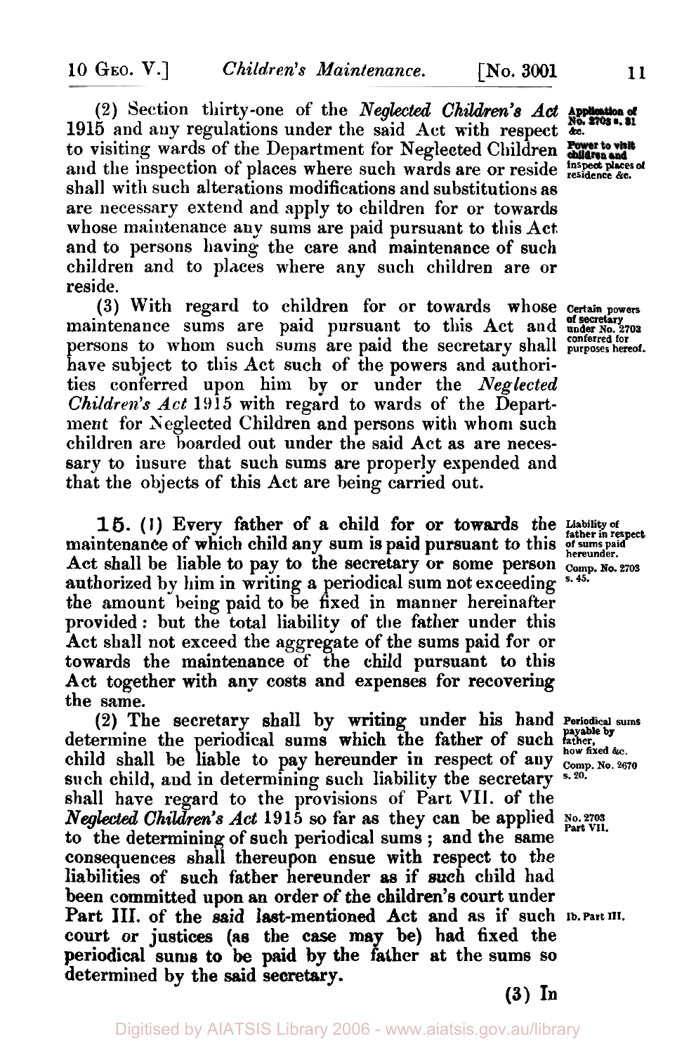(2) Section thirty-one of the *Neglected Children's Act* 1915 and any regulations under the said Act with respect to visiting wards of the Department for Neglected Children and the inspection of places where such wards are or reside shall with such alterations modifications and substitutions as are necessary extend and apply to children for or towards whose maintenance any sums are paid pursuant to this Act and to persons having the care and maintenance of such children and to places where any such children are or reside.

**Application of No. 2703 s. 31 &c.**

**Power to visit children and inspect places of residence &c.**

(3) With regard to children for or towards whose maintenance sums are paid pursuant to this Act and persons to whom such sums are paid the secretary shall have subject to this Act such of the powers and authorities conferred upon him by or under the *Neglected Children's Act* 1915 with regard to wards of the Department for Neglected Children and persons with whom such children are boarded out under the said Act as are necessary to insure that such sums are properly expended and that the objects of this Act are being carried out.

**Certain powers of secretary under No. 2703 conferred for purposes hereof.**

**15.** (1) Every father of a child for or towards the maintenance of which child any sum is paid pursuant to this Act shall be liable to pay to the secretary or some person authorized by him in writing a periodical sum not exceeding the amount being paid to be fixed in manner hereinafter provided: but the total liability of the father under this Act shall not exceed the aggregate of the sums paid for or towards the maintenance of the child pursuant to this Act together with any costs and expenses for recovering the same.

**Liability of father in respect of sums paid hereunder.**

**Comp. No. 2703 s. 45.**

(2) The secretary shall by writing under his hand determine the periodical sums which the father of such child shall be liable to pay hereunder in respect of any such child, and in determining such liability the secretary shall have regard to the provisions of Part VII. of the *Neglected Children's Act* 1915 so far as they can be applied to the determining of such periodical sums; and the same consequences shall thereupon ensue with respect to the liabilities of such father hereunder as if such child had been committed upon an order of the children's court under Part III. of the said last-mentioned Act and as if such court or justices (as the case may be) had fixed the periodical sums to be paid by the father at the sums so determined by the said secretary.

**Periodical sums payable by father, how fixed &c.**

**Comp. No. 2670 s. 20.**

**No. 2703 Part VII.**

**Ib. Part III.**

(3) In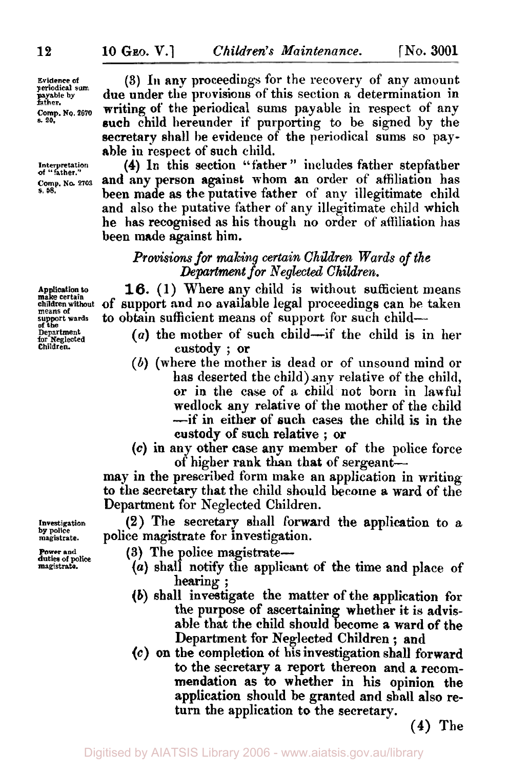Evidence of periodical sum payable by father.
Comp. No. 2670 s. 20.

(3) In any proceedings for the recovery of any amount due under the provisions of this section a determination in writing of the periodical sums payable in respect of any such child hereunder if purporting to be signed by the secretary shall be evidence of the periodical sums so payable in respect of such child.

Interpretation of "father."
Comp. No. 2703 s. 58.

(4) In this section "father" includes father stepfather and any person against whom an order of affiliation has been made as the putative father of any illegitimate child and also the putative father of any illegitimate child which he has recognised as his though no order of affiliation has been made against him.

### *Provisions for making certain Children Wards of the Department for Neglected Children.*

Application to make certain children without means of support wards of the Department for Neglected Children.

**16.** (1) Where any child is without sufficient means of support and no available legal proceedings can be taken to obtain sufficient means of support for such child—

(*a*) the mother of such child—if the child is in her custody ; or

(*b*) (where the mother is dead or of unsound mind or has deserted the child) any relative of the child, or in the case of a child not born in lawful wedlock any relative of the mother of the child —if in either of such cases the child is in the custody of such relative ; or

(*c*) in any other case any member of the police force of higher rank than that of sergeant—

may in the prescribed form make an application in writing to the secretary that the child should become a ward of the Department for Neglected Children.

Investigation by police magistrate.

(2) The secretary shall forward the application to a police magistrate for investigation.

Power and duties of police magistrate.

(3) The police magistrate—

(*a*) shall notify the applicant of the time and place of hearing ;

(*b*) shall investigate the matter of the application for the purpose of ascertaining whether it is advisable that the child should become a ward of the Department for Neglected Children ; and

(*c*) on the completion of his investigation shall forward to the secretary a report thereon and a recommendation as to whether in his opinion the application should be granted and shall also return the application to the secretary.

(4) The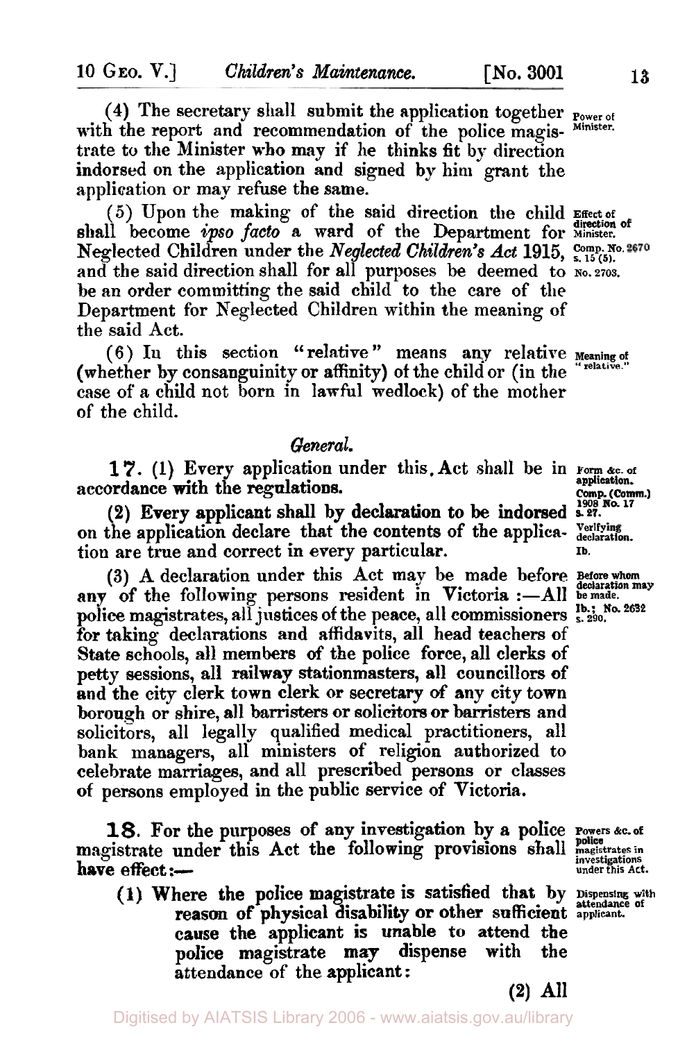(4) The secretary shall submit the application together with the report and recommendation of the police magistrate to the Minister who may if he thinks fit by direction indorsed on the application and signed by him grant the application or may refuse the same.

Power of Minister.

(5) Upon the making of the said direction the child shall become *ipso facto* a ward of the Department for Neglected Children under the *Neglected Children's Act* 1915, and the said direction shall for all purposes be deemed to be an order committing the said child to the care of the Department for Neglected Children within the meaning of the said Act.

Effect of direction of Minister. Comp. No. 2670 s. 15 (5). No. 2703.

(6) In this section "relative" means any relative (whether by consanguinity or affinity) of the child or (in the case of a child not born in lawful wedlock) of the mother of the child.

Meaning of "relative."

## *General.*

**17.** (1) Every application under this Act shall be in accordance with the regulations.

Form &c. of application. Comp. (Comm.) 1908 No. 17 s. 27.

(2) Every applicant shall by declaration to be indorsed on the application declare that the contents of the application are true and correct in every particular.

Verifying declaration. Ib.

(3) A declaration under this Act may be made before any of the following persons resident in Victoria :—All police magistrates, all justices of the peace, all commissioners for taking declarations and affidavits, all head teachers of State schools, all members of the police force, all clerks of petty sessions, all railway stationmasters, all councillors of and the city clerk town clerk or secretary of any city town borough or shire, all barristers or solicitors or barristers and solicitors, all legally qualified medical practitioners, all bank managers, all ministers of religion authorized to celebrate marriages, and all prescribed persons or classes of persons employed in the public service of Victoria.

Before whom declaration may be made. Ib.; No. 2632 s. 290.

**18.** For the purposes of any investigation by a police magistrate under this Act the following provisions shall have effect:—

Powers &c. of police magistrates in investigations under this Act.

(1) Where the police magistrate is satisfied that by reason of physical disability or other sufficient cause the applicant is unable to attend the police magistrate may dispense with the attendance of the applicant:

Dispensing with attendance of applicant.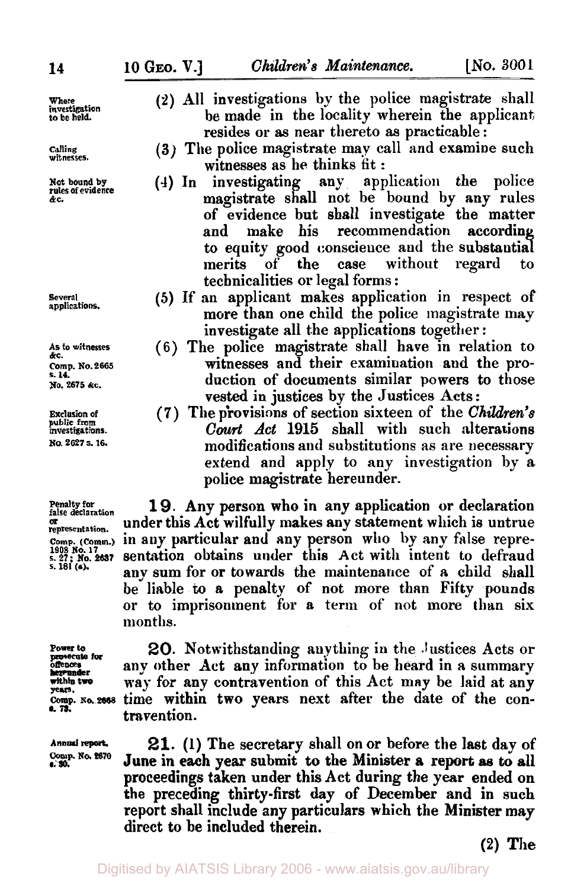*Where investigation to be held.*

(2) All investigations by the police magistrate shall be made in the locality wherein the applicant resides or as near thereto as practicable:

*Calling witnesses.*

(3) The police magistrate may call and examine such witnesses as he thinks fit:

*Not bound by rules of evidence &c.*

(4) In investigating any application the police magistrate shall not be bound by any rules of evidence but shall investigate the matter and make his recommendation according to equity good conscience and the substantial merits of the case without regard to technicalities or legal forms:

*Several applications.*

(5) If an applicant makes application in respect of more than one child the police magistrate may investigate all the applications together:

*As to witnesses &c. Comp. No. 2665 s. 14. No. 2675 &c.*

(6) The police magistrate shall have in relation to witnesses and their examination and the production of documents similar powers to those vested in justices by the Justices Acts:

*Exclusion of public from investigations. No. 2627 s. 16.*

(7) The provisions of section sixteen of the *Children's Court Act* 1915 shall with such alterations modifications and substitutions as are necessary extend and apply to any investigation by a police magistrate hereunder.

*Penalty for false declaration or representation. Comp. (Comm.) 1908 No. 17 s. 27; No. 2637 s. 181 (a).*

**19.** Any person who in any application or declaration under this Act wilfully makes any statement which is untrue in any particular and any person who by any false representation obtains under this Act with intent to defraud any sum for or towards the maintenance of a child shall be liable to a penalty of not more than Fifty pounds or to imprisonment for a term of not more than six months.

*Power to prosecute for offences hereunder within two years. Comp. No. 2668 s. 73.*

**20.** Notwithstanding anything in the Justices Acts or any other Act any information to be heard in a summary way for any contravention of this Act may be laid at any time within two years next after the date of the contravention.

*Annual report. Comp. No. 2670 s. 90.*

**21.** (1) The secretary shall on or before the last day of June in each year submit to the Minister a report as to all proceedings taken under this Act during the year ended on the preceding thirty-first day of December and in such report shall include any particulars which the Minister may direct to be included therein.

(2) The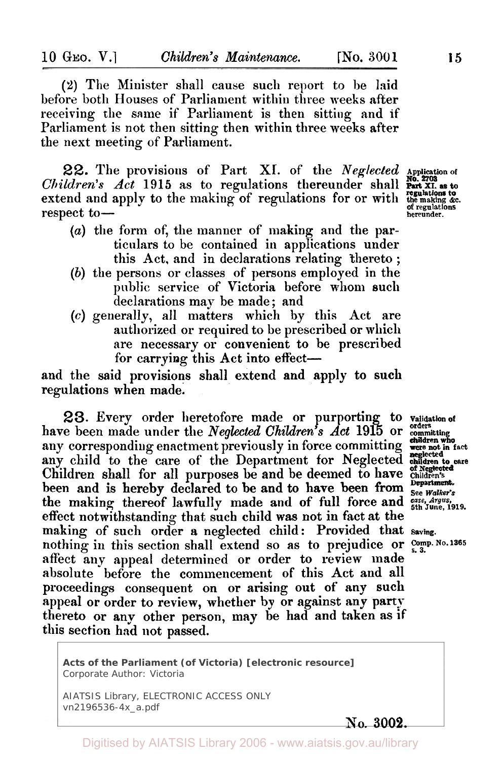(2) The Minister shall cause such report to be laid before both Houses of Parliament within three weeks after receiving the same if Parliament is then sitting and if Parliament is not then sitting then within three weeks after the next meeting of Parliament.

**22.** The provisions of Part XI. of the *Neglected Children's Act* 1915 as to regulations thereunder shall extend and apply to the making of regulations for or with respect to—

Application of No. 2703 Part XI. as to regulations to the making &c. of regulations hereunder.

- (*a*) the form of, the manner of making and the particulars to be contained in applications under this Act, and in declarations relating thereto;
- (*b*) the persons or classes of persons employed in the public service of Victoria before whom such declarations may be made; and
- (*c*) generally, all matters which by this Act are authorized or required to be prescribed or which are necessary or convenient to be prescribed for carrying this Act into effect—

and the said provisions shall extend and apply to such regulations when made.

**23.** Every order heretofore made or purporting to have been made under the *Neglected Children's Act* 1915 or any corresponding enactment previously in force committing any child to the care of the Department for Neglected Children shall for all purposes be and be deemed to have been and is hereby declared to be and to have been from the making thereof lawfully made and of full force and effect notwithstanding that such child was not in fact at the making of such order a neglected child: Provided that nothing in this section shall extend so as to prejudice or affect any appeal determined or order to review made absolute before the commencement of this Act and all proceedings consequent on or arising out of any such appeal or order to review, whether by or against any party thereto or any other person, may be had and taken as if this section had not passed.

Validation of orders committing children who were not in fact neglected children to care of Neglected Children's Department. See *Walker's case, Argus*, 5th June, 1919.

Saving.

Comp. No. 1365 s. 3.

**Acts of the Parliament (of Victoria) [electronic resource]**
Corporate Author: Victoria

AIATSIS Library, ELECTRONIC ACCESS ONLY
vn2196536-4x_a.pdf

No. 3002.